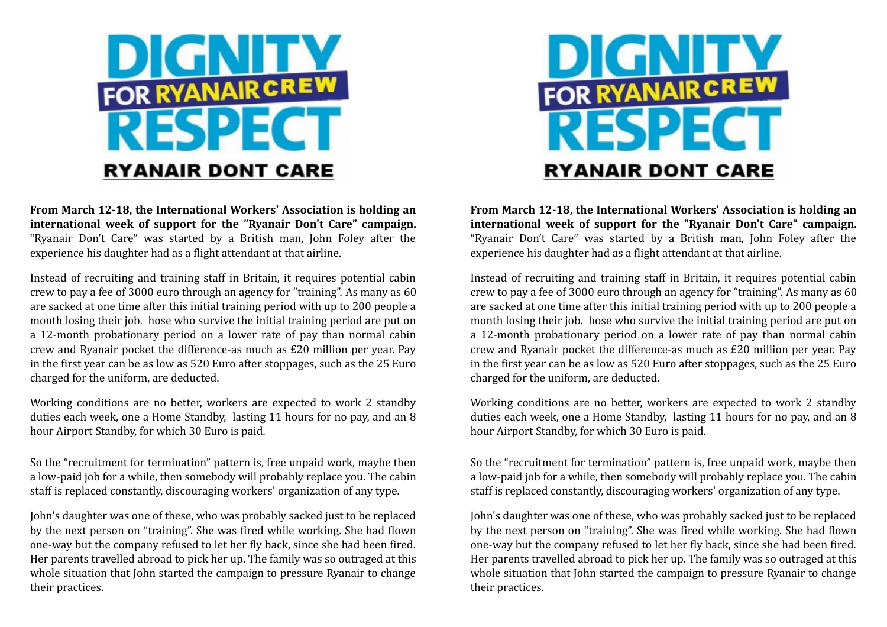# DIGNITY FOR RYANAIR CREW RESPECT

## RYANAIR DONT CARE

**From March 12-18, the International Workers' Association is holding an international week of support for the ”Ryanair Don't Care” campaign.** “Ryanair Don’t Care” was started by a British man, John Foley after the experience his daughter had as a flight attendant at that airline.

Instead of recruiting and training staff in Britain, it requires potential cabin crew to pay a fee of 3000 euro through an agency for “training”. As many as 60 are sacked at one time after this initial training period with up to 200 people a month losing their job. hose who survive the initial training period are put on a 12-month probationary period on a lower rate of pay than normal cabin crew and Ryanair pocket the difference-as much as £20 million per year. Pay in the first year can be as low as 520 Euro after stoppages, such as the 25 Euro charged for the uniform, are deducted.

Working conditions are no better, workers are expected to work 2 standby duties each week, one a Home Standby, lasting 11 hours for no pay, and an 8 hour Airport Standby, for which 30 Euro is paid.

So the “recruitment for termination” pattern is, free unpaid work, maybe then a low-paid job for a while, then somebody will probably replace you. The cabin staff is replaced constantly, discouraging workers' organization of any type.

John's daughter was one of these, who was probably sacked just to be replaced by the next person on “training”. She was fired while working. She had flown one-way but the company refused to let her fly back, since she had been fired. Her parents travelled abroad to pick her up. The family was so outraged at this whole situation that John started the campaign to pressure Ryanair to change their practices.

# DIGNITY FOR RYANAIR CREW RESPECT

## RYANAIR DONT CARE

**From March 12-18, the International Workers' Association is holding an international week of support for the ”Ryanair Don't Care” campaign.** “Ryanair Don’t Care” was started by a British man, John Foley after the experience his daughter had as a flight attendant at that airline.

Instead of recruiting and training staff in Britain, it requires potential cabin crew to pay a fee of 3000 euro through an agency for “training”. As many as 60 are sacked at one time after this initial training period with up to 200 people a month losing their job. hose who survive the initial training period are put on a 12-month probationary period on a lower rate of pay than normal cabin crew and Ryanair pocket the difference-as much as £20 million per year. Pay in the first year can be as low as 520 Euro after stoppages, such as the 25 Euro charged for the uniform, are deducted.

Working conditions are no better, workers are expected to work 2 standby duties each week, one a Home Standby, lasting 11 hours for no pay, and an 8 hour Airport Standby, for which 30 Euro is paid.

So the “recruitment for termination” pattern is, free unpaid work, maybe then a low-paid job for a while, then somebody will probably replace you. The cabin staff is replaced constantly, discouraging workers' organization of any type.

John's daughter was one of these, who was probably sacked just to be replaced by the next person on “training”. She was fired while working. She had flown one-way but the company refused to let her fly back, since she had been fired. Her parents travelled abroad to pick her up. The family was so outraged at this whole situation that John started the campaign to pressure Ryanair to change their practices.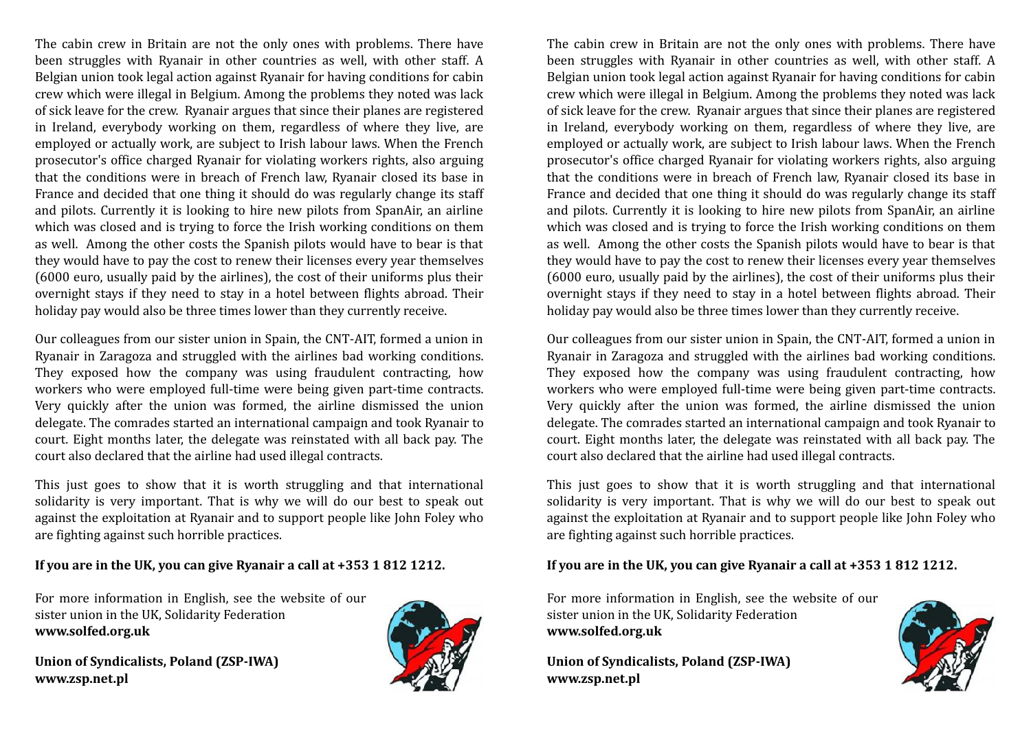The cabin crew in Britain are not the only ones with problems. There have been struggles with Ryanair in other countries as well, with other staff. A Belgian union took legal action against Ryanair for having conditions for cabin crew which were illegal in Belgium. Among the problems they noted was lack of sick leave for the crew. Ryanair argues that since their planes are registered in Ireland, everybody working on them, regardless of where they live, are employed or actually work, are subject to Irish labour laws. When the French prosecutor's office charged Ryanair for violating workers rights, also arguing that the conditions were in breach of French law, Ryanair closed its base in France and decided that one thing it should do was regularly change its staff and pilots. Currently it is looking to hire new pilots from SpanAir, an airline which was closed and is trying to force the Irish working conditions on them as well. Among the other costs the Spanish pilots would have to bear is that they would have to pay the cost to renew their licenses every year themselves (6000 euro, usually paid by the airlines), the cost of their uniforms plus their overnight stays if they need to stay in a hotel between flights abroad. Their holiday pay would also be three times lower than they currently receive.

Our colleagues from our sister union in Spain, the CNT-AIT, formed a union in Ryanair in Zaragoza and struggled with the airlines bad working conditions. They exposed how the company was using fraudulent contracting, how workers who were employed full-time were being given part-time contracts. Very quickly after the union was formed, the airline dismissed the union delegate. The comrades started an international campaign and took Ryanair to court. Eight months later, the delegate was reinstated with all back pay. The court also declared that the airline had used illegal contracts.

This just goes to show that it is worth struggling and that international solidarity is very important. That is why we will do our best to speak out against the exploitation at Ryanair and to support people like John Foley who are fighting against such horrible practices.

**If you are in the UK, you can give Ryanair a call at +353 1 812 1212.**

For more information in English, see the website of our sister union in the UK, Solidarity Federation
**www.solfed.org.uk**

**Union of Syndicalists, Poland (ZSP-IWA)**
**www.zsp.net.pl**

The cabin crew in Britain are not the only ones with problems. There have been struggles with Ryanair in other countries as well, with other staff. A Belgian union took legal action against Ryanair for having conditions for cabin crew which were illegal in Belgium. Among the problems they noted was lack of sick leave for the crew. Ryanair argues that since their planes are registered in Ireland, everybody working on them, regardless of where they live, are employed or actually work, are subject to Irish labour laws. When the French prosecutor's office charged Ryanair for violating workers rights, also arguing that the conditions were in breach of French law, Ryanair closed its base in France and decided that one thing it should do was regularly change its staff and pilots. Currently it is looking to hire new pilots from SpanAir, an airline which was closed and is trying to force the Irish working conditions on them as well. Among the other costs the Spanish pilots would have to bear is that they would have to pay the cost to renew their licenses every year themselves (6000 euro, usually paid by the airlines), the cost of their uniforms plus their overnight stays if they need to stay in a hotel between flights abroad. Their holiday pay would also be three times lower than they currently receive.

Our colleagues from our sister union in Spain, the CNT-AIT, formed a union in Ryanair in Zaragoza and struggled with the airlines bad working conditions. They exposed how the company was using fraudulent contracting, how workers who were employed full-time were being given part-time contracts. Very quickly after the union was formed, the airline dismissed the union delegate. The comrades started an international campaign and took Ryanair to court. Eight months later, the delegate was reinstated with all back pay. The court also declared that the airline had used illegal contracts.

This just goes to show that it is worth struggling and that international solidarity is very important. That is why we will do our best to speak out against the exploitation at Ryanair and to support people like John Foley who are fighting against such horrible practices.

**If you are in the UK, you can give Ryanair a call at +353 1 812 1212.**

For more information in English, see the website of our sister union in the UK, Solidarity Federation
**www.solfed.org.uk**

**Union of Syndicalists, Poland (ZSP-IWA)**
**www.zsp.net.pl**